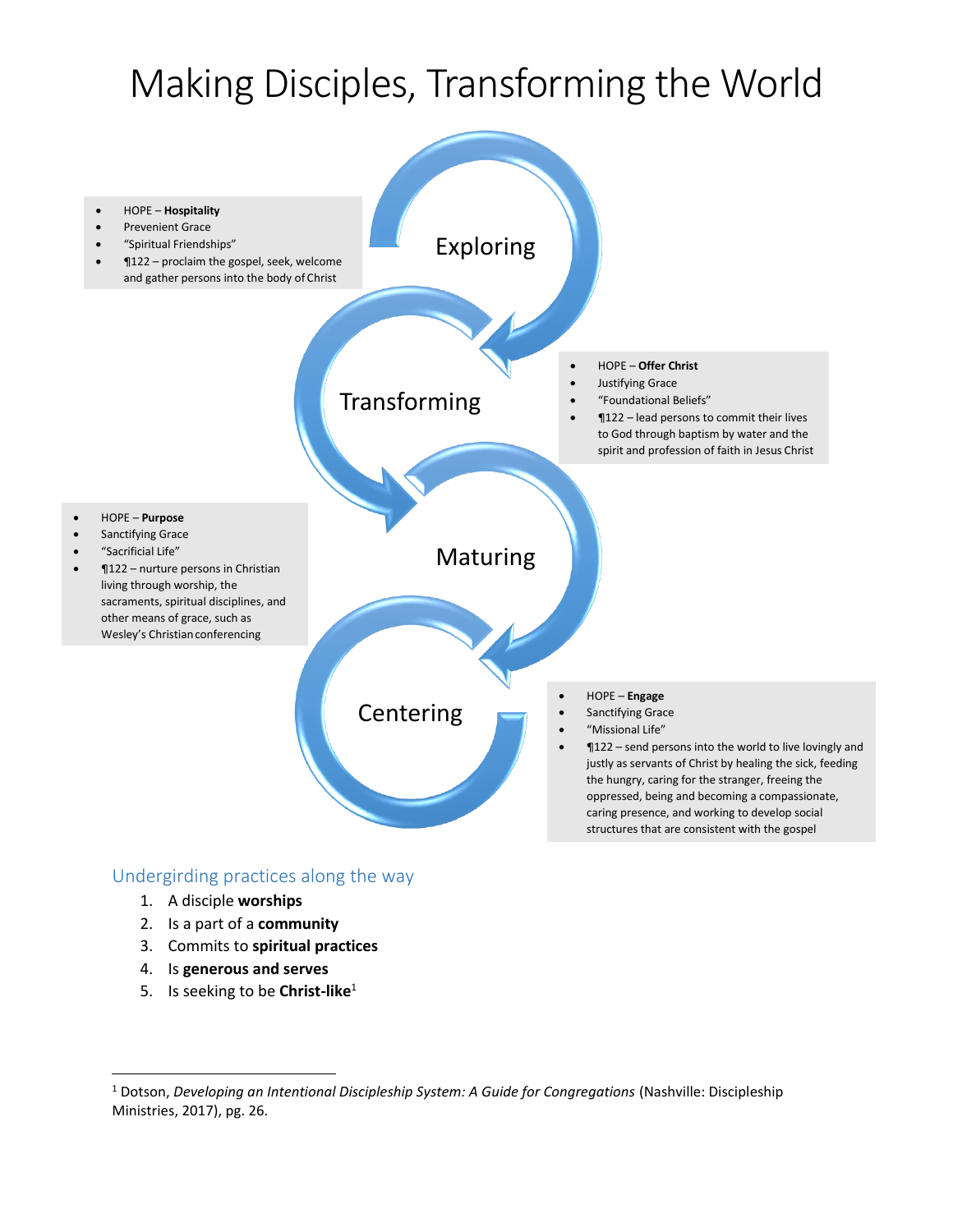# Making Disciples, Transforming the World

Exploring

- HOPE – **Hospitality**
- Prevenient Grace
- "Spiritual Friendships"
- ¶122 – proclaim the gospel, seek, welcome and gather persons into the body of Christ

Transforming

- HOPE – **Offer Christ**
- Justifying Grace
- "Foundational Beliefs"
- ¶122 – lead persons to commit their lives to God through baptism by water and the spirit and profession of faith in Jesus Christ

Maturing

- HOPE – **Purpose**
- Sanctifying Grace
- "Sacrificial Life"
- ¶122 – nurture persons in Christian living through worship, the sacraments, spiritual disciplines, and other means of grace, such as Wesley's Christian conferencing

Centering

- HOPE – **Engage**
- Sanctifying Grace
- "Missional Life"
- ¶122 – send persons into the world to live lovingly and justly as servants of Christ by healing the sick, feeding the hungry, caring for the stranger, freeing the oppressed, being and becoming a compassionate, caring presence, and working to develop social structures that are consistent with the gospel

## Undergirding practices along the way

1. A disciple **worships**
2. Is a part of a **community**
3. Commits to **spiritual practices**
4. Is **generous and serves**
5. Is seeking to be **Christ-like**[1]

---

[1] Dotson, *Developing an Intentional Discipleship System: A Guide for Congregations* (Nashville: Discipleship Ministries, 2017), pg. 26.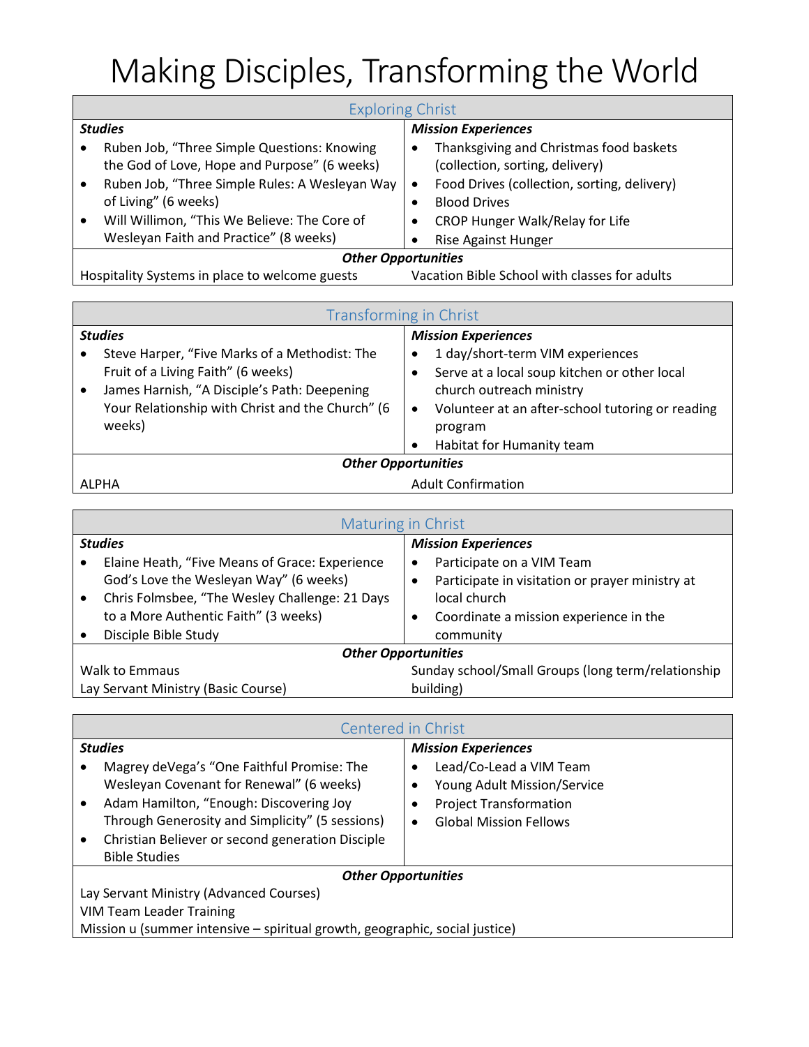# Making Disciples, Transforming the World

## Exploring Christ

| ***Studies*** | ***Mission Experiences*** |
|---|---|
| • Ruben Job, "Three Simple Questions: Knowing the God of Love, Hope and Purpose" (6 weeks)<br>• Ruben Job, "Three Simple Rules: A Wesleyan Way of Living" (6 weeks)<br>• Will Willimon, "This We Believe: The Core of Wesleyan Faith and Practice" (8 weeks) | • Thanksgiving and Christmas food baskets (collection, sorting, delivery)<br>• Food Drives (collection, sorting, delivery)<br>• Blood Drives<br>• CROP Hunger Walk/Relay for Life<br>• Rise Against Hunger |

***Other Opportunities***

| | |
|---|---|
| Hospitality Systems in place to welcome guests | Vacation Bible School with classes for adults |

## Transforming in Christ

| ***Studies*** | ***Mission Experiences*** |
|---|---|
| • Steve Harper, "Five Marks of a Methodist: The Fruit of a Living Faith" (6 weeks)<br>• James Harnish, "A Disciple's Path: Deepening Your Relationship with Christ and the Church" (6 weeks) | • 1 day/short-term VIM experiences<br>• Serve at a local soup kitchen or other local church outreach ministry<br>• Volunteer at an after-school tutoring or reading program<br>• Habitat for Humanity team |

***Other Opportunities***

| | |
|---|---|
| ALPHA | Adult Confirmation |

## Maturing in Christ

| ***Studies*** | ***Mission Experiences*** |
|---|---|
| • Elaine Heath, "Five Means of Grace: Experience God's Love the Wesleyan Way" (6 weeks)<br>• Chris Folmsbee, "The Wesley Challenge: 21 Days to a More Authentic Faith" (3 weeks)<br>• Disciple Bible Study | • Participate on a VIM Team<br>• Participate in visitation or prayer ministry at local church<br>• Coordinate a mission experience in the community |

***Other Opportunities***

| | |
|---|---|
| Walk to Emmaus<br>Lay Servant Ministry (Basic Course) | Sunday school/Small Groups (long term/relationship building) |

## Centered in Christ

| ***Studies*** | ***Mission Experiences*** |
|---|---|
| • Magrey deVega's "One Faithful Promise: The Wesleyan Covenant for Renewal" (6 weeks)<br>• Adam Hamilton, "Enough: Discovering Joy Through Generosity and Simplicity" (5 sessions)<br>• Christian Believer or second generation Disciple Bible Studies | • Lead/Co-Lead a VIM Team<br>• Young Adult Mission/Service<br>• Project Transformation<br>• Global Mission Fellows |

***Other Opportunities***

Lay Servant Ministry (Advanced Courses)
VIM Team Leader Training
Mission u (summer intensive – spiritual growth, geographic, social justice)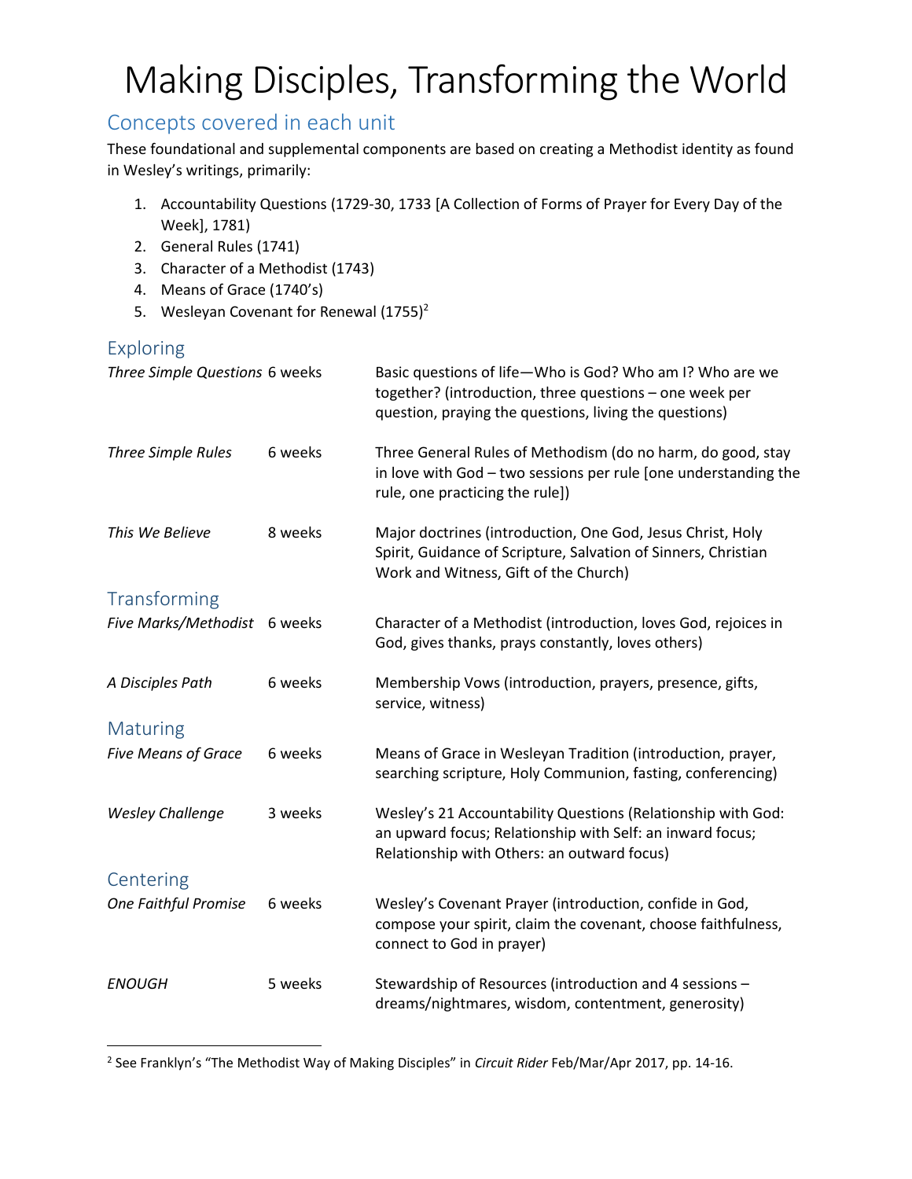# Making Disciples, Transforming the World

## Concepts covered in each unit

These foundational and supplemental components are based on creating a Methodist identity as found in Wesley's writings, primarily:

1. Accountability Questions (1729-30, 1733 [A Collection of Forms of Prayer for Every Day of the Week], 1781)
2. General Rules (1741)
3. Character of a Methodist (1743)
4. Means of Grace (1740's)
5. Wesleyan Covenant for Renewal (1755)[2]

### Exploring

| | | |
|---|---|---|
| *Three Simple Questions* | 6 weeks | Basic questions of life—Who is God? Who am I? Who are we together? (introduction, three questions – one week per question, praying the questions, living the questions) |
| *Three Simple Rules* | 6 weeks | Three General Rules of Methodism (do no harm, do good, stay in love with God – two sessions per rule [one understanding the rule, one practicing the rule]) |
| *This We Believe* | 8 weeks | Major doctrines (introduction, One God, Jesus Christ, Holy Spirit, Guidance of Scripture, Salvation of Sinners, Christian Work and Witness, Gift of the Church) |

### Transforming

| | | |
|---|---|---|
| *Five Marks/Methodist* | 6 weeks | Character of a Methodist (introduction, loves God, rejoices in God, gives thanks, prays constantly, loves others) |
| *A Disciples Path* | 6 weeks | Membership Vows (introduction, prayers, presence, gifts, service, witness) |

### Maturing

| | | |
|---|---|---|
| *Five Means of Grace* | 6 weeks | Means of Grace in Wesleyan Tradition (introduction, prayer, searching scripture, Holy Communion, fasting, conferencing) |
| *Wesley Challenge* | 3 weeks | Wesley's 21 Accountability Questions (Relationship with God: an upward focus; Relationship with Self: an inward focus; Relationship with Others: an outward focus) |

### Centering

| | | |
|---|---|---|
| *One Faithful Promise* | 6 weeks | Wesley's Covenant Prayer (introduction, confide in God, compose your spirit, claim the covenant, choose faithfulness, connect to God in prayer) |
| *ENOUGH* | 5 weeks | Stewardship of Resources (introduction and 4 sessions – dreams/nightmares, wisdom, contentment, generosity) |

[2] See Franklyn's "The Methodist Way of Making Disciples" in *Circuit Rider* Feb/Mar/Apr 2017, pp. 14-16.